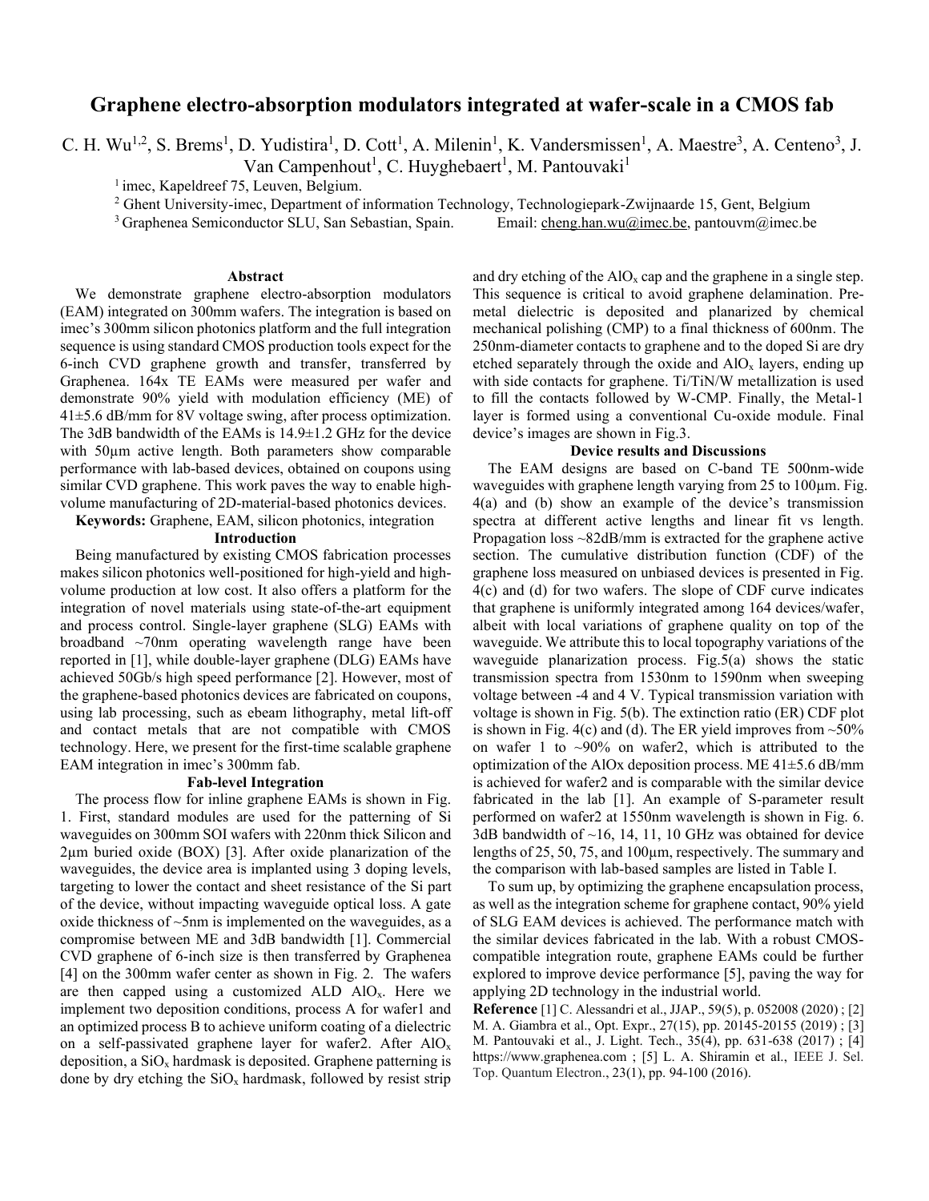# Graphene electro-absorption modulators integrated at wafer-scale in a CMOS fab

C. H. Wu[1,2], S. Brems[1], D. Yudistira[1], D. Cott[1], A. Milenin[1], K. Vandersmissen[1], A. Maestre[3], A. Centeno[3], J. Van Campenhout[1], C. Huyghebaert[1], M. Pantouvaki[1]

[1] imec, Kapeldreef 75, Leuven, Belgium.

[2] Ghent University-imec, Department of information Technology, Technologiepark-Zwijnaarde 15, Gent, Belgium

[3] Graphenea Semiconductor SLU, San Sebastian, Spain. Email: cheng.han.wu@imec.be, pantouvm@imec.be

## Abstract

We demonstrate graphene electro-absorption modulators (EAM) integrated on 300mm wafers. The integration is based on imec's 300mm silicon photonics platform and the full integration sequence is using standard CMOS production tools expect for the 6-inch CVD graphene growth and transfer, transferred by Graphenea. 164x TE EAMs were measured per wafer and demonstrate 90% yield with modulation efficiency (ME) of 41±5.6 dB/mm for 8V voltage swing, after process optimization. The 3dB bandwidth of the EAMs is 14.9±1.2 GHz for the device with 50µm active length. Both parameters show comparable performance with lab-based devices, obtained on coupons using similar CVD graphene. This work paves the way to enable high-volume manufacturing of 2D-material-based photonics devices.

**Keywords:** Graphene, EAM, silicon photonics, integration

## Introduction

Being manufactured by existing CMOS fabrication processes makes silicon photonics well-positioned for high-yield and high-volume production at low cost. It also offers a platform for the integration of novel materials using state-of-the-art equipment and process control. Single-layer graphene (SLG) EAMs with broadband ~70nm operating wavelength range have been reported in [1], while double-layer graphene (DLG) EAMs have achieved 50Gb/s high speed performance [2]. However, most of the graphene-based photonics devices are fabricated on coupons, using lab processing, such as ebeam lithography, metal lift-off and contact metals that are not compatible with CMOS technology. Here, we present for the first-time scalable graphene EAM integration in imec's 300mm fab.

## Fab-level Integration

The process flow for inline graphene EAMs is shown in Fig. 1. First, standard modules are used for the patterning of Si waveguides on 300mm SOI wafers with 220nm thick Silicon and 2µm buried oxide (BOX) [3]. After oxide planarization of the waveguides, the device area is implanted using 3 doping levels, targeting to lower the contact and sheet resistance of the Si part of the device, without impacting waveguide optical loss. A gate oxide thickness of ~5nm is implemented on the waveguides, as a compromise between ME and 3dB bandwidth [1]. Commercial CVD graphene of 6-inch size is then transferred by Graphenea [4] on the 300mm wafer center as shown in Fig. 2. The wafers are then capped using a customized ALD $AlO_x$. Here we implement two deposition conditions, process A for wafer1 and an optimized process B to achieve uniform coating of a dielectric on a self-passivated graphene layer for wafer2. After $AlO_x$ deposition, a $SiO_x$ hardmask is deposited. Graphene patterning is done by dry etching the $SiO_x$ hardmask, followed by resist strip and dry etching of the $AlO_x$ cap and the graphene in a single step. This sequence is critical to avoid graphene delamination. Pre-metal dielectric is deposited and planarized by chemical mechanical polishing (CMP) to a final thickness of 600nm. The 250nm-diameter contacts to graphene and to the doped Si are dry etched separately through the oxide and $AlO_x$ layers, ending up with side contacts for graphene. Ti/TiN/W metallization is used to fill the contacts followed by W-CMP. Finally, the Metal-1 layer is formed using a conventional Cu-oxide module. Final device's images are shown in Fig.3.

## Device results and Discussions

The EAM designs are based on C-band TE 500nm-wide waveguides with graphene length varying from 25 to 100µm. Fig. 4(a) and (b) show an example of the device's transmission spectra at different active lengths and linear fit vs length. Propagation loss ~82dB/mm is extracted for the graphene active section. The cumulative distribution function (CDF) of the graphene loss measured on unbiased devices is presented in Fig. 4(c) and (d) for two wafers. The slope of CDF curve indicates that graphene is uniformly integrated among 164 devices/wafer, albeit with local variations of graphene quality on top of the waveguide. We attribute this to local topography variations of the waveguide planarization process. Fig.5(a) shows the static transmission spectra from 1530nm to 1590nm when sweeping voltage between -4 and 4 V. Typical transmission variation with voltage is shown in Fig. 5(b). The extinction ratio (ER) CDF plot is shown in Fig. 4(c) and (d). The ER yield improves from ~50% on wafer 1 to ~90% on wafer2, which is attributed to the optimization of the AlOx deposition process. ME 41±5.6 dB/mm is achieved for wafer2 and is comparable with the similar device fabricated in the lab [1]. An example of S-parameter result performed on wafer2 at 1550nm wavelength is shown in Fig. 6. 3dB bandwidth of ~16, 14, 11, 10 GHz was obtained for device lengths of 25, 50, 75, and 100µm, respectively. The summary and the comparison with lab-based samples are listed in Table I.

To sum up, by optimizing the graphene encapsulation process, as well as the integration scheme for graphene contact, 90% yield of SLG EAM devices is achieved. The performance match with the similar devices fabricated in the lab. With a robust CMOS-compatible integration route, graphene EAMs could be further explored to improve device performance [5], paving the way for applying 2D technology in the industrial world.

**Reference** [1] C. Alessandri et al., JJAP., 59(5), p. 052008 (2020) ; [2] M. A. Giambra et al., Opt. Expr., 27(15), pp. 20145-20155 (2019) ; [3] M. Pantouvaki et al., J. Light. Tech., 35(4), pp. 631-638 (2017) ; [4] https://www.graphenea.com ; [5] L. A. Shiramin et al., IEEE J. Sel. Top. Quantum Electron., 23(1), pp. 94-100 (2016).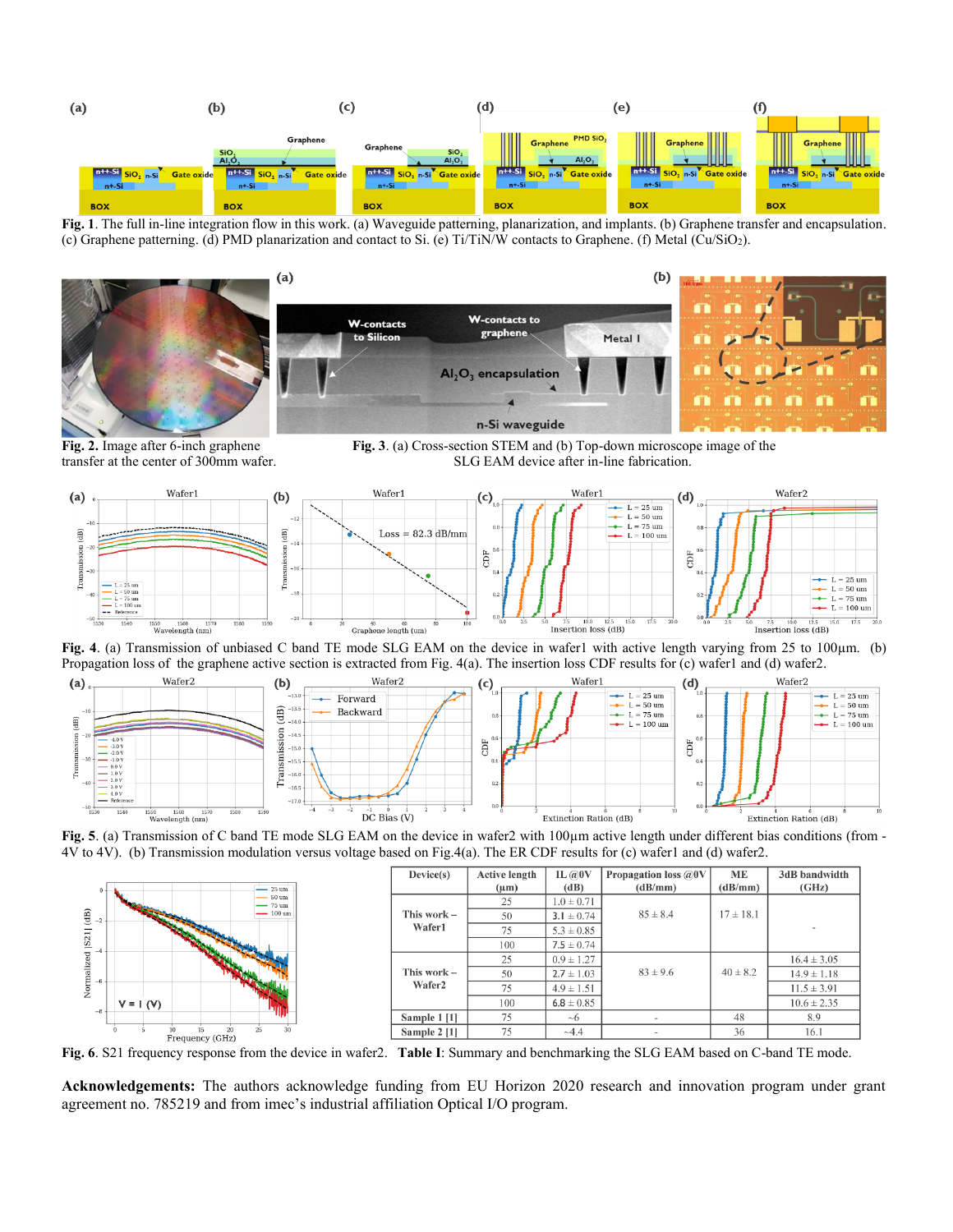**Fig. 1**. The full in-line integration flow in this work. (a) Waveguide patterning, planarization, and implants. (b) Graphene transfer and encapsulation. (c) Graphene patterning. (d) PMD planarization and contact to Si. (e) Ti/TiN/W contacts to Graphene. (f) Metal ($Cu/SiO_2$).

**Fig. 2.** Image after 6-inch graphene transfer at the center of 300mm wafer.

**Fig. 3**. (a) Cross-section STEM and (b) Top-down microscope image of the SLG EAM device after in-line fabrication.

**Fig. 4**. (a) Transmission of unbiased C band TE mode SLG EAM on the device in wafer1 with active length varying from 25 to 100µm. (b) Propagation loss of the graphene active section is extracted from Fig. 4(a). The insertion loss CDF results for (c) wafer1 and (d) wafer2.

**Fig. 5**. (a) Transmission of C band TE mode SLG EAM on the device in wafer2 with 100µm active length under different bias conditions (from -4V to 4V). (b) Transmission modulation versus voltage based on Fig.4(a). The ER CDF results for (c) wafer1 and (d) wafer2.

| Device(s) | Active length (µm) | IL @0V (dB) | Propagation loss @0V (dB/mm) | ME (dB/mm) | 3dB bandwidth (GHz) |
|---|---|---|---|---|---|
| This work – Wafer1 | 25 | 1.0 ± 0.71 | 85 ± 8.4 | 17 ± 18.1 | - |
| | 50 | **3.1** ± 0.74 | | | |
| | 75 | 5.3 ± 0.85 | | | |
| | 100 | 7.5 ± 0.74 | | | |
| This work – Wafer2 | 25 | 0.9 ± 1.27 | 83 ± 9.6 | 40 ± 8.2 | 16.4 ± 3.05 |
| | 50 | **2.7** ± 1.03 | | | 14.9 ± 1.18 |
| | 75 | 4.9 ± 1.51 | | | 11.5 ± 3.91 |
| | 100 | 6.8 ± 0.85 | | | 10.6 ± 2.35 |
| **Sample 1 [1]** | 75 | ~6 | - | 48 | 8.9 |
| **Sample 2 [1]** | 75 | ~4.4 | - | 36 | 16.1 |

**Fig. 6**. S21 frequency response from the device in wafer2. **Table I**: Summary and benchmarking the SLG EAM based on C-band TE mode.

**Acknowledgements:** The authors acknowledge funding from EU Horizon 2020 research and innovation program under grant agreement no. 785219 and from imec's industrial affiliation Optical I/O program.